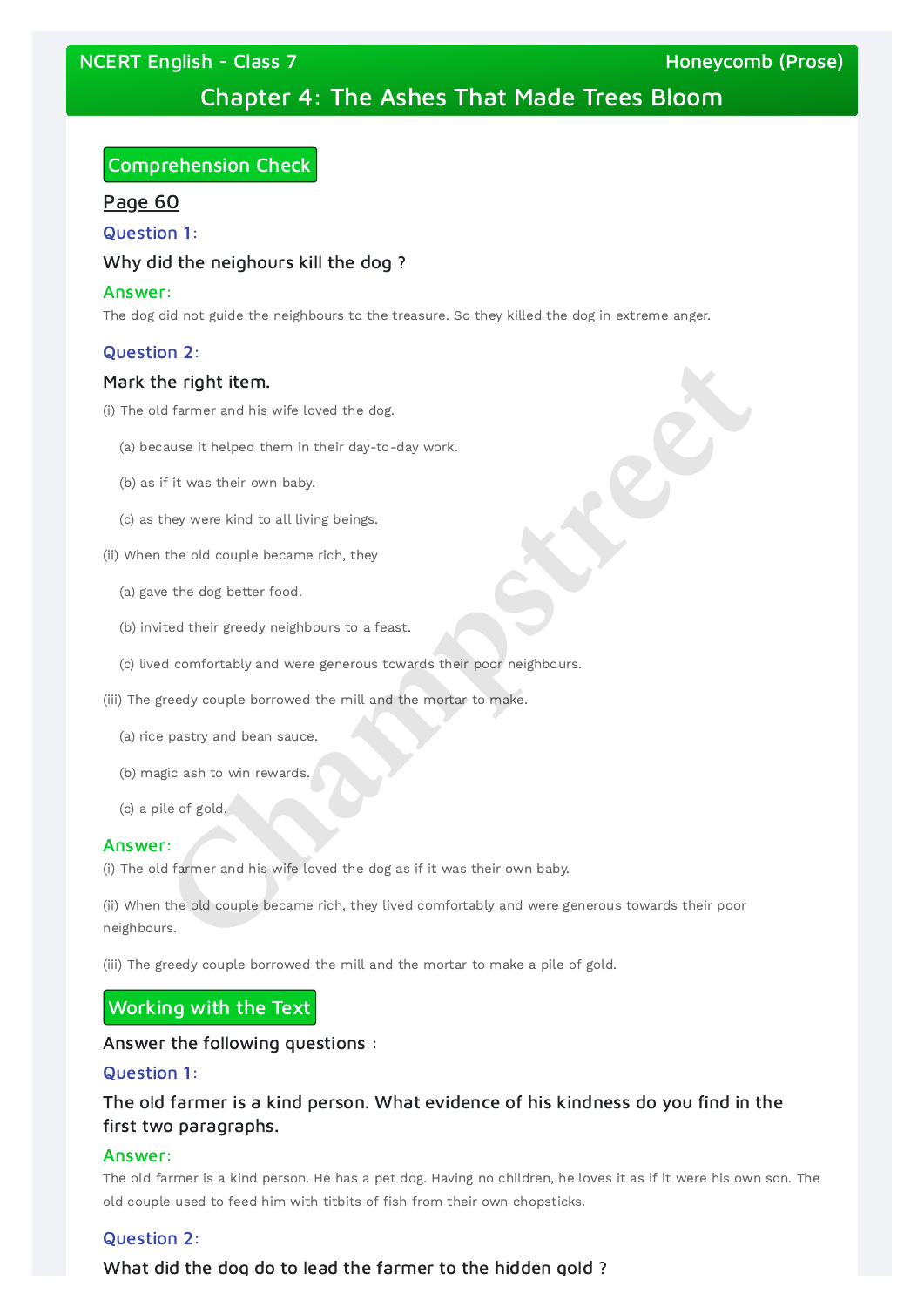# Chapter 4: The Ashes That Made Trees Bloom

## Comprehension Check

**Page 60**

### Question 1:

Why did the neighours kill the dog ?

**Answer:**

The dog did not guide the neighbours to the treasure. So they killed the dog in extreme anger.

### Question 2:

Mark the right item.

(i) The old farmer and his wife loved the dog.

(a) because it helped them in their day-to-day work.

(b) as if it was their own baby.

(c) as they were kind to all living beings.

(ii) When the old couple became rich, they

(a) gave the dog better food.

(b) invited their greedy neighbours to a feast.

(c) lived comfortably and were generous towards their poor neighbours.

(iii) The greedy couple borrowed the mill and the mortar to make.

(a) rice pastry and bean sauce.

(b) magic ash to win rewards.

(c) a pile of gold.

**Answer:**

(i) The old farmer and his wife loved the dog as if it was their own baby.

(ii) When the old couple became rich, they lived comfortably and were generous towards their poor neighbours.

(iii) The greedy couple borrowed the mill and the mortar to make a pile of gold.

## Working with the Text

Answer the following questions :

### Question 1:

The old farmer is a kind person. What evidence of his kindness do you find in the first two paragraphs.

**Answer:**

The old farmer is a kind person. He has a pet dog. Having no children, he loves it as if it were his own son. The old couple used to feed him with titbits of fish from their own chopsticks.

### Question 2:

What did the dog do to lead the farmer to the hidden gold ?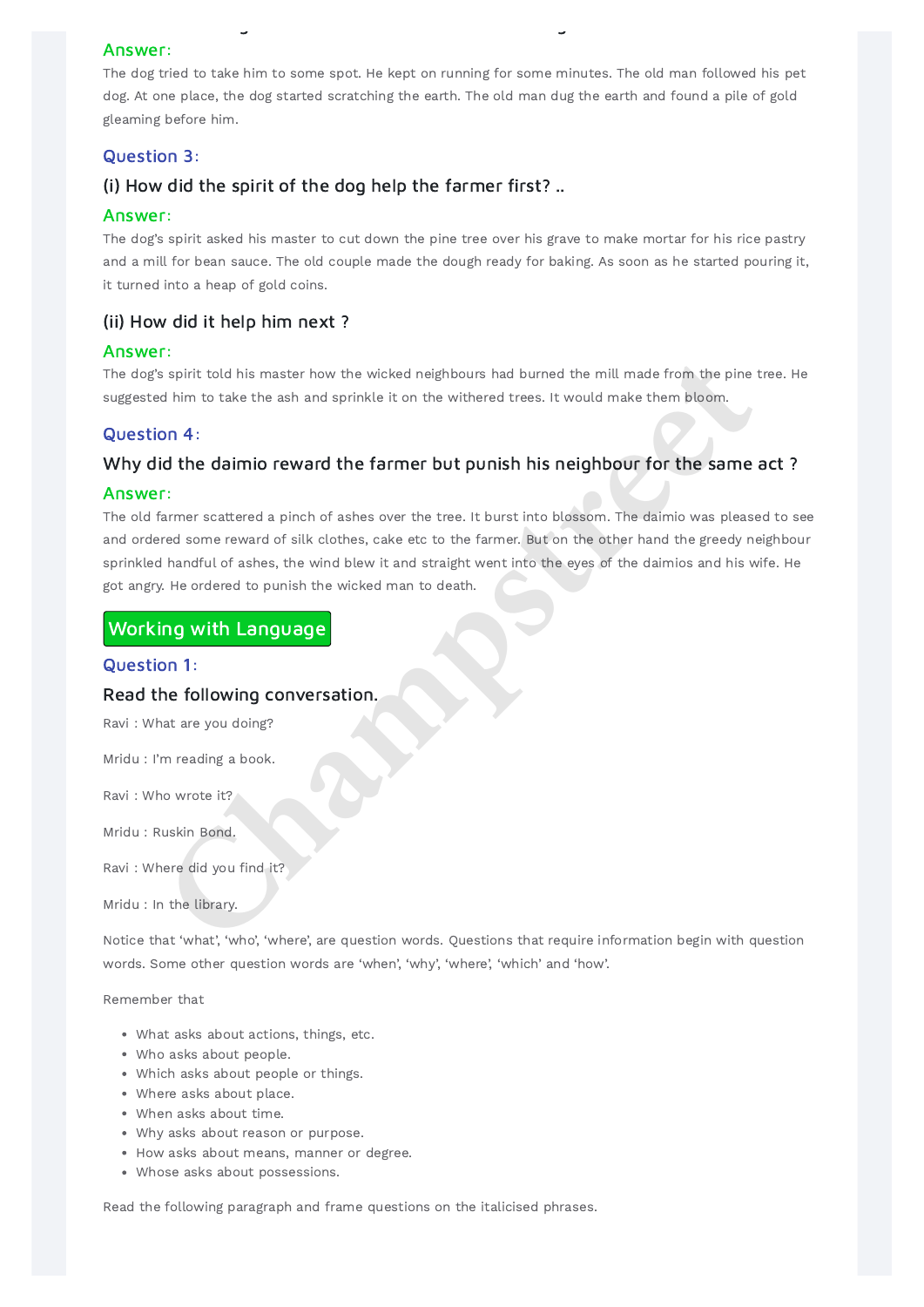### Answer:

The dog tried to take him to some spot. He kept on running for some minutes. The old man followed his pet dog. At one place, the dog started scratching the earth. The old man dug the earth and found a pile of gold gleaming before him.

### Question 3:

### (i) How did the spirit of the dog help the farmer first? ..

### Answer:

The dog's spirit asked his master to cut down the pine tree over his grave to make mortar for his rice pastry and a mill for bean sauce. The old couple made the dough ready for baking. As soon as he started pouring it, it turned into a heap of gold coins.

### (ii) How did it help him next ?

### Answer:

The dog's spirit told his master how the wicked neighbours had burned the mill made from the pine tree. He suggested him to take the ash and sprinkle it on the withered trees. It would make them bloom.

### Question 4:

### Why did the daimio reward the farmer but punish his neighbour for the same act ?

### Answer:

The old farmer scattered a pinch of ashes over the tree. It burst into blossom. The daimio was pleased to see and ordered some reward of silk clothes, cake etc to the farmer. But on the other hand the greedy neighbour sprinkled handful of ashes, the wind blew it and straight went into the eyes of the daimios and his wife. He got angry. He ordered to punish the wicked man to death.

## Working with Language

### Question 1:

### Read the following conversation.

Ravi : What are you doing?

Mridu : I'm reading a book.

Ravi : Who wrote it?

Mridu : Ruskin Bond.

Ravi : Where did you find it?

Mridu : In the library.

Notice that 'what', 'who', 'where', are question words. Questions that require information begin with question words. Some other question words are 'when', 'why', 'where', 'which' and 'how'.

Remember that

- What asks about actions, things, etc.
- Who asks about people.
- Which asks about people or things.
- Where asks about place.
- When asks about time.
- Why asks about reason or purpose.
- How asks about means, manner or degree.
- Whose asks about possessions.

Read the following paragraph and frame questions on the italicised phrases.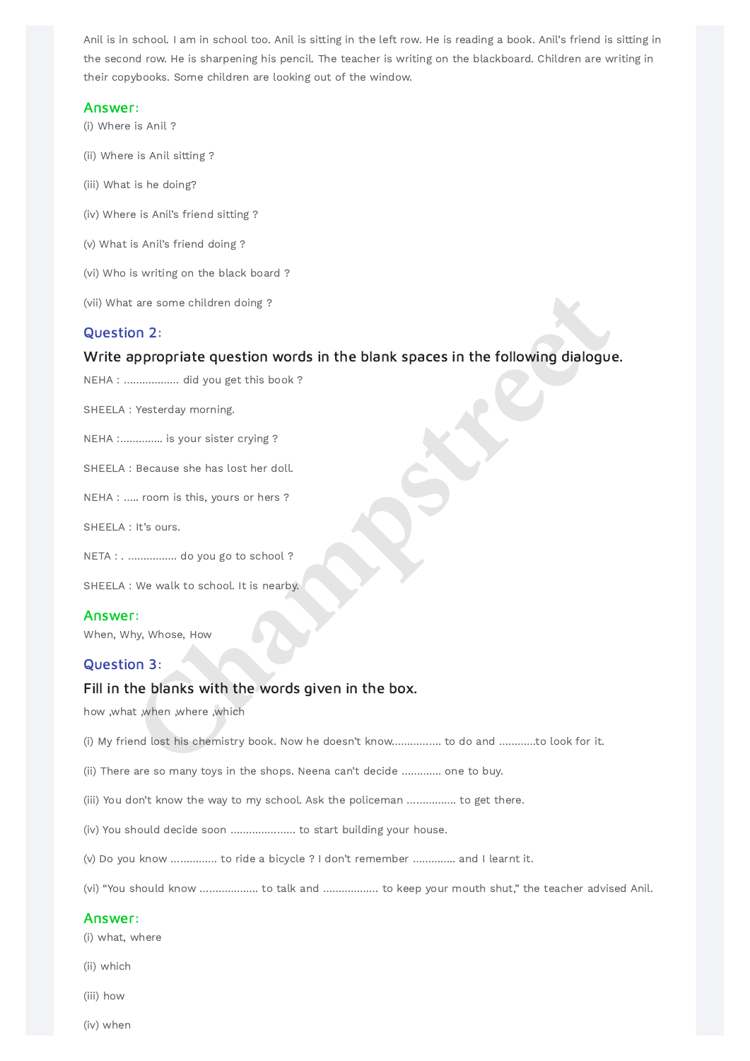Anil is in school. I am in school too. Anil is sitting in the left row. He is reading a book. Anil's friend is sitting in the second row. He is sharpening his pencil. The teacher is writing on the blackboard. Children are writing in their copybooks. Some children are looking out of the window.

### Answer:

(i) Where is Anil ?

(ii) Where is Anil sitting ?

(iii) What is he doing?

(iv) Where is Anil's friend sitting ?

(v) What is Anil's friend doing ?

(vi) Who is writing on the black board ?

(vii) What are some children doing ?

### Question 2:

#### Write appropriate question words in the blank spaces in the following dialogue.

NEHA : .................. did you get this book ?

SHEELA : Yesterday morning.

NEHA :.............. is your sister crying ?

SHEELA : Because she has lost her doll.

NEHA : ..... room is this, yours or hers ?

SHEELA : It's ours.

NETA : . ................ do you go to school ?

SHEELA : We walk to school. It is nearby.

### Answer:

When, Why, Whose, How

### Question 3:

#### Fill in the blanks with the words given in the box.

how ,what ,when ,where ,which

(i) My friend lost his chemistry book. Now he doesn't know................ to do and ...........to look for it.

(ii) There are so many toys in the shops. Neena can't decide ............ one to buy.

(iii) You don't know the way to my school. Ask the policeman ................ to get there.

(iv) You should decide soon ..................... to start building your house.

(v) Do you know ............... to ride a bicycle ? I don't remember ............. and I learnt it.

(vi) "You should know ................... to talk and .................. to keep your mouth shut," the teacher advised Anil.

### Answer:

(i) what, where

(ii) which

(iii) how

(iv) when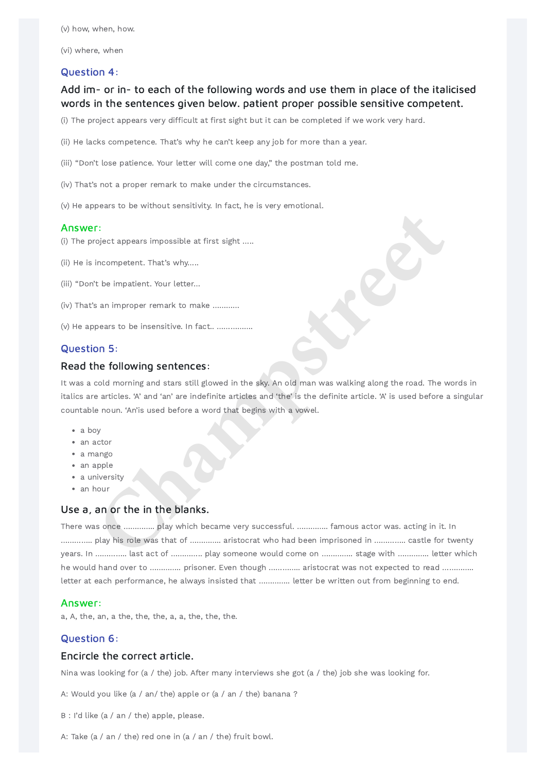(v) how, when, how.

(vi) where, when

### Question 4:

### Add im- or in- to each of the following words and use them in place of the italicised words in the sentences given below. patient proper possible sensitive competent.

(i) The project appears very difficult at first sight but it can be completed if we work very hard.

(ii) He lacks competence. That's why he can't keep any job for more than a year.

(iii) "Don't lose patience. Your letter will come one day," the postman told me.

(iv) That's not a proper remark to make under the circumstances.

(v) He appears to be without sensitivity. In fact, he is very emotional.

### Answer:

(i) The project appears impossible at first sight .....

(ii) He is incompetent. That's why.....

(iii) "Don't be impatient. Your letter...

(iv) That's an improper remark to make ...........

(v) He appears to be insensitive. In fact.. ................

### Question 5:

### Read the following sentences:

It was a cold morning and stars still glowed in the sky. An old man was walking along the road. The words in italics are articles. 'A' and 'an' are indefinite articles and 'the' is the definite article. 'A' is used before a singular countable noun. 'An'is used before a word that begins with a vowel.

- a boy
- an actor
- a mango
- an apple
- a university
- an hour

### Use a, an or the in the blanks.

There was once .............. play which became very successful. .............. famous actor was. acting in it. In .............. play his role was that of .............. aristocrat who had been imprisoned in .............. castle for twenty years. In .............. last act of .............. play someone would come on .............. stage with .............. letter which he would hand over to .............. prisoner. Even though .............. aristocrat was not expected to read .............. letter at each performance, he always insisted that .............. letter be written out from beginning to end.

### Answer:

a, A, the, an, a the, the, the, a, a, the, the, the.

### Question 6:

### Encircle the correct article.

Nina was looking for (a / the) job. After many interviews she got (a / the) job she was looking for.

A: Would you like (a / an/ the) apple or (a / an / the) banana ?

B : I'd like (a / an / the) apple, please.

A: Take (a / an / the) red one in (a / an / the) fruit bowl.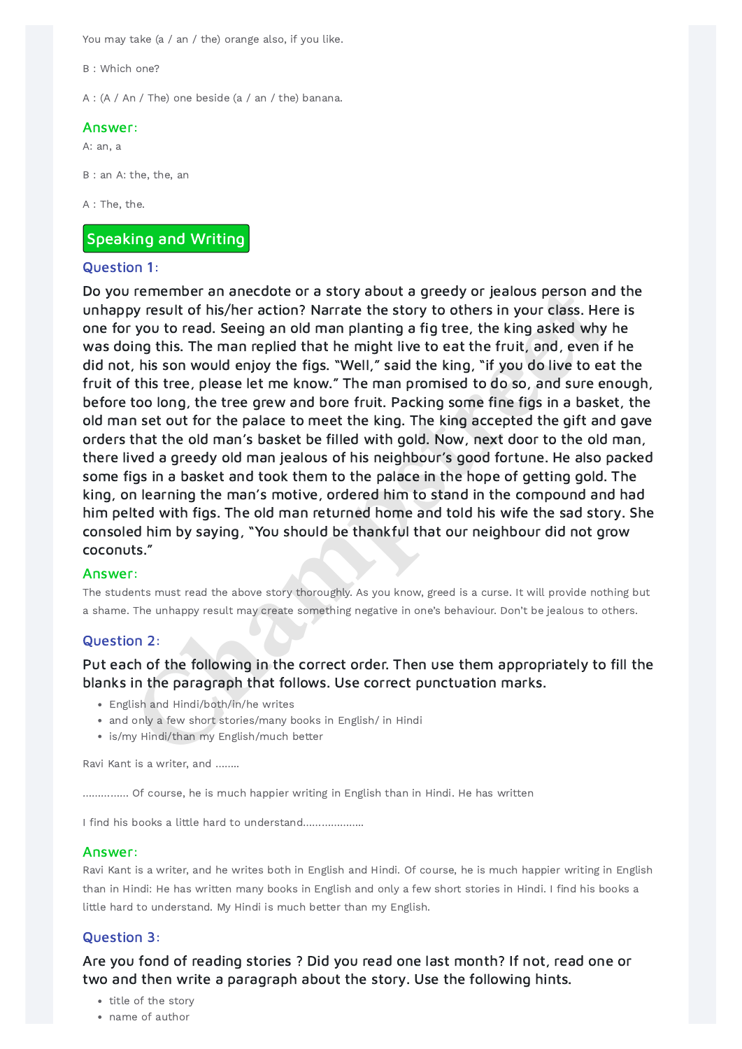You may take (a / an / the) orange also, if you like.

B : Which one?

A : (A / An / The) one beside (a / an / the) banana.

**Answer:**

A: an, a

B : an A: the, the, an

A : The, the.

## Speaking and Writing

### Question 1:

Do you remember an anecdote or a story about a greedy or jealous person and the unhappy result of his/her action? Narrate the story to others in your class. Here is one for you to read. Seeing an old man planting a fig tree, the king asked why he was doing this. The man replied that he might live to eat the fruit, and, even if he did not, his son would enjoy the figs. "Well," said the king, "if you do live to eat the fruit of this tree, please let me know." The man promised to do so, and sure enough, before too long, the tree grew and bore fruit. Packing some fine figs in a basket, the old man set out for the palace to meet the king. The king accepted the gift and gave orders that the old man's basket be filled with gold. Now, next door to the old man, there lived a greedy old man jealous of his neighbour's good fortune. He also packed some figs in a basket and took them to the palace in the hope of getting gold. The king, on learning the man's motive, ordered him to stand in the compound and had him pelted with figs. The old man returned home and told his wife the sad story. She consoled him by saying, "You should be thankful that our neighbour did not grow coconuts."

**Answer:**

The students must read the above story thoroughly. As you know, greed is a curse. It will provide nothing but a shame. The unhappy result may create something negative in one's behaviour. Don't be jealous to others.

### Question 2:

Put each of the following in the correct order. Then use them appropriately to fill the blanks in the paragraph that follows. Use correct punctuation marks.

- English and Hindi/both/in/he writes
- and only a few short stories/many books in English/ in Hindi
- is/my Hindi/than my English/much better

Ravi Kant is a writer, and ........

............... Of course, he is much happier writing in English than in Hindi. He has written

I find his books a little hard to understand....................

**Answer:**

Ravi Kant is a writer, and he writes both in English and Hindi. Of course, he is much happier writing in English than in Hindi: He has written many books in English and only a few short stories in Hindi. I find his books a little hard to understand. My Hindi is much better than my English.

### Question 3:

Are you fond of reading stories ? Did you read one last month? If not, read one or two and then write a paragraph about the story. Use the following hints.

- title of the story
- name of author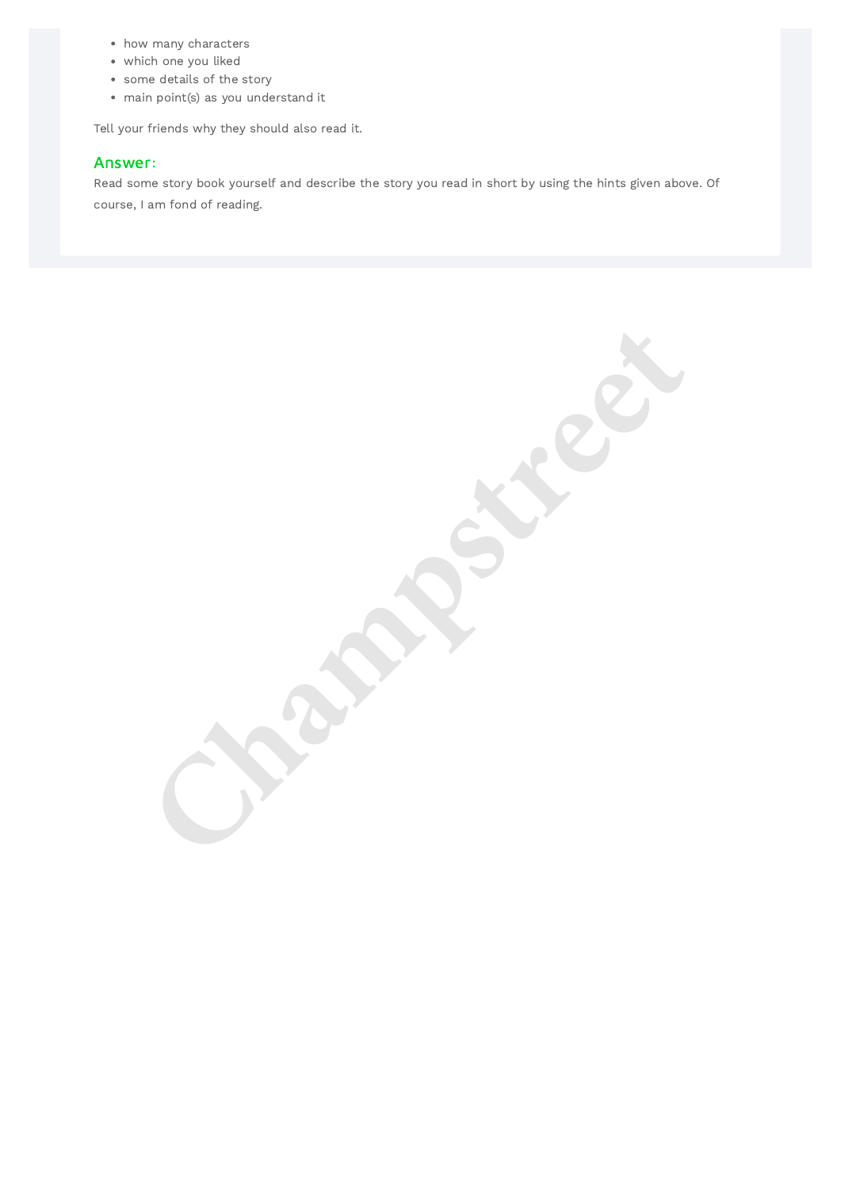- how many characters
- which one you liked
- some details of the story
- main point(s) as you understand it

Tell your friends why they should also read it.

**Answer:**

Read some story book yourself and describe the story you read in short by using the hints given above. Of course, I am fond of reading.